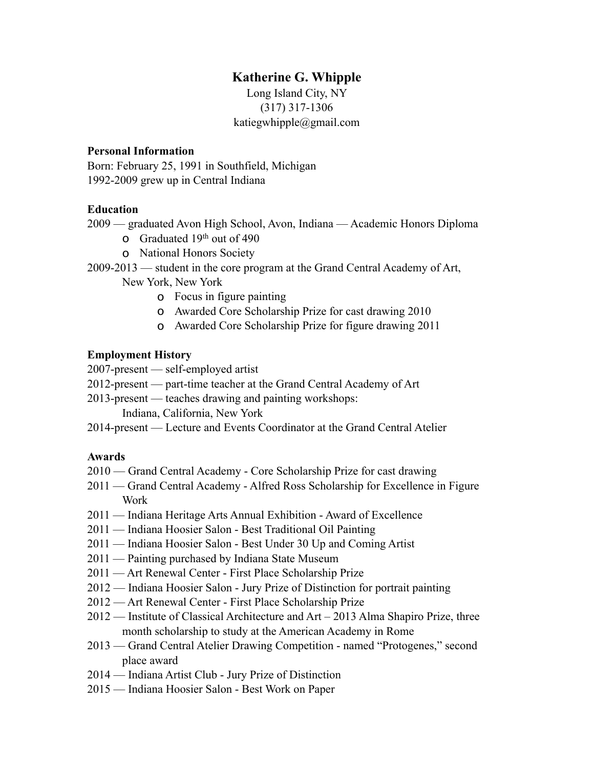# Katherine G. Whipple

Long Island City, NY
(317) 317-1306
katiegwhipple@gmail.com

**Personal Information**

Born: February 25, 1991 in Southfield, Michigan
1992-2009 grew up in Central Indiana

**Education**

2009 — graduated Avon High School, Avon, Indiana — Academic Honors Diploma

- Graduated 19th out of 490
- National Honors Society

2009-2013 — student in the core program at the Grand Central Academy of Art, New York, New York

- Focus in figure painting
- Awarded Core Scholarship Prize for cast drawing 2010
- Awarded Core Scholarship Prize for figure drawing 2011

**Employment History**

2007-present — self-employed artist
2012-present — part-time teacher at the Grand Central Academy of Art
2013-present — teaches drawing and painting workshops: Indiana, California, New York
2014-present — Lecture and Events Coordinator at the Grand Central Atelier

**Awards**

2010 — Grand Central Academy - Core Scholarship Prize for cast drawing
2011 — Grand Central Academy - Alfred Ross Scholarship for Excellence in Figure Work
2011 — Indiana Heritage Arts Annual Exhibition - Award of Excellence
2011 — Indiana Hoosier Salon - Best Traditional Oil Painting
2011 — Indiana Hoosier Salon - Best Under 30 Up and Coming Artist
2011 — Painting purchased by Indiana State Museum
2011 — Art Renewal Center - First Place Scholarship Prize
2012 — Indiana Hoosier Salon - Jury Prize of Distinction for portrait painting
2012 — Art Renewal Center - First Place Scholarship Prize
2012 — Institute of Classical Architecture and Art – 2013 Alma Shapiro Prize, three month scholarship to study at the American Academy in Rome
2013 — Grand Central Atelier Drawing Competition - named "Protogenes," second place award
2014 — Indiana Artist Club - Jury Prize of Distinction
2015 — Indiana Hoosier Salon - Best Work on Paper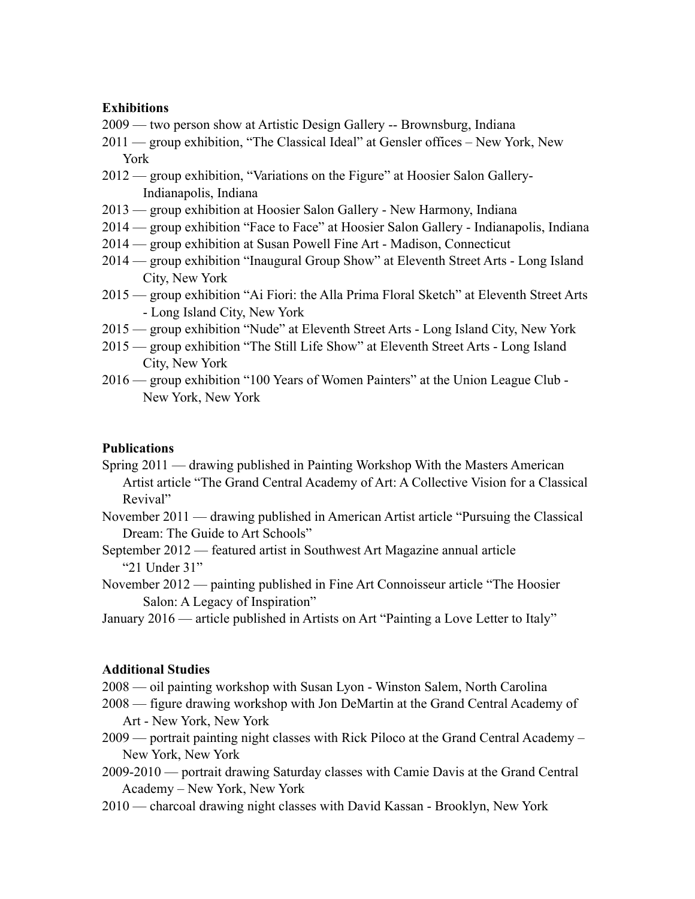**Exhibitions**

2009 — two person show at Artistic Design Gallery -- Brownsburg, Indiana

2011 — group exhibition, "The Classical Ideal" at Gensler offices – New York, New York

2012 — group exhibition, "Variations on the Figure" at Hoosier Salon Gallery- Indianapolis, Indiana

2013 — group exhibition at Hoosier Salon Gallery - New Harmony, Indiana

2014 — group exhibition "Face to Face" at Hoosier Salon Gallery - Indianapolis, Indiana

2014 — group exhibition at Susan Powell Fine Art - Madison, Connecticut

2014 — group exhibition "Inaugural Group Show" at Eleventh Street Arts - Long Island City, New York

2015 — group exhibition "Ai Fiori: the Alla Prima Floral Sketch" at Eleventh Street Arts - Long Island City, New York

2015 — group exhibition "Nude" at Eleventh Street Arts - Long Island City, New York

2015 — group exhibition "The Still Life Show" at Eleventh Street Arts - Long Island City, New York

2016 — group exhibition "100 Years of Women Painters" at the Union League Club - New York, New York

**Publications**

Spring 2011 — drawing published in Painting Workshop With the Masters American Artist article "The Grand Central Academy of Art: A Collective Vision for a Classical Revival"

November 2011 — drawing published in American Artist article "Pursuing the Classical Dream: The Guide to Art Schools"

September 2012 — featured artist in Southwest Art Magazine annual article "21 Under 31"

November 2012 — painting published in Fine Art Connoisseur article "The Hoosier Salon: A Legacy of Inspiration"

January 2016 — article published in Artists on Art "Painting a Love Letter to Italy"

**Additional Studies**

2008 — oil painting workshop with Susan Lyon - Winston Salem, North Carolina

2008 — figure drawing workshop with Jon DeMartin at the Grand Central Academy of Art - New York, New York

2009 — portrait painting night classes with Rick Piloco at the Grand Central Academy – New York, New York

2009-2010 — portrait drawing Saturday classes with Camie Davis at the Grand Central Academy – New York, New York

2010 — charcoal drawing night classes with David Kassan - Brooklyn, New York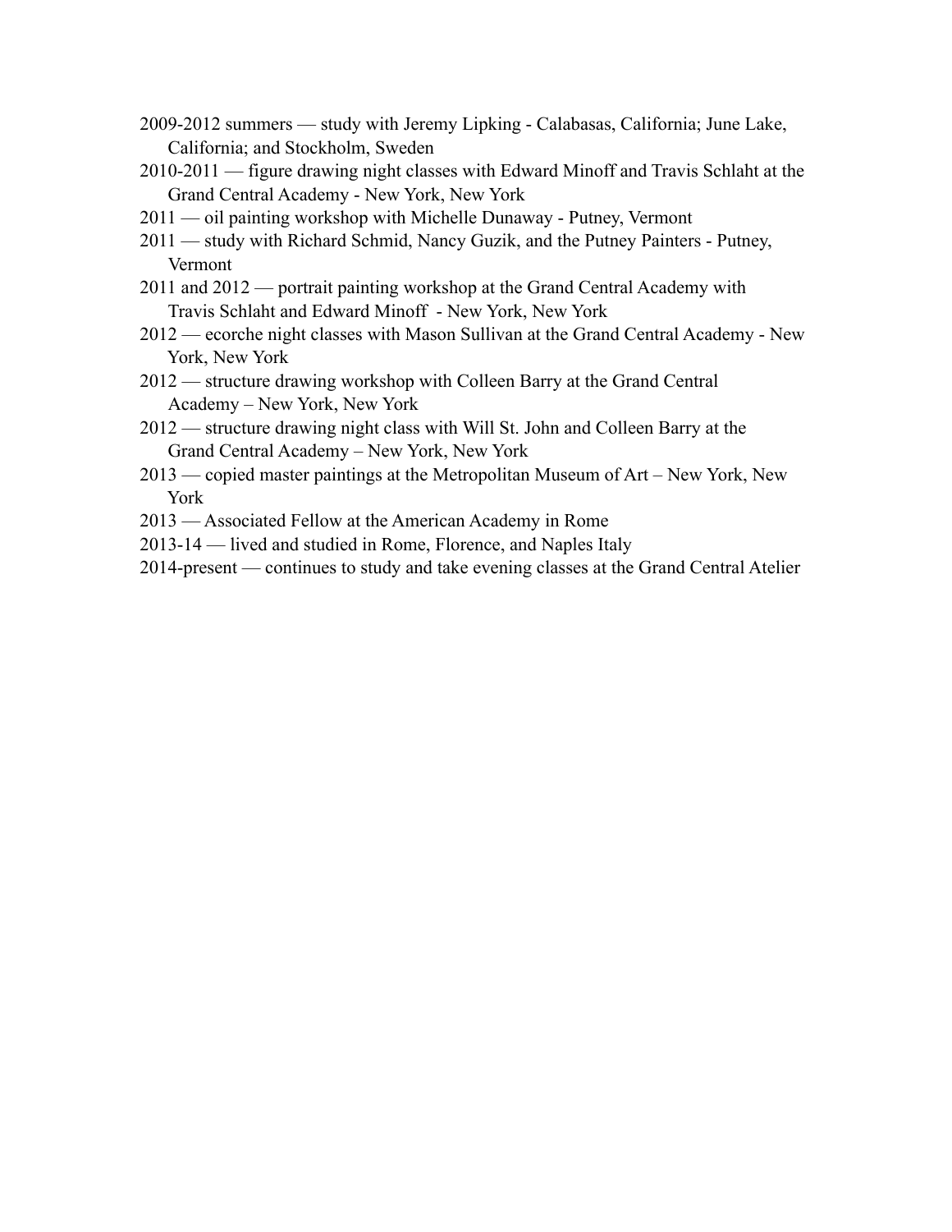2009-2012 summers — study with Jeremy Lipking - Calabasas, California; June Lake, California; and Stockholm, Sweden

2010-2011 — figure drawing night classes with Edward Minoff and Travis Schlaht at the Grand Central Academy - New York, New York

2011 — oil painting workshop with Michelle Dunaway - Putney, Vermont

2011 — study with Richard Schmid, Nancy Guzik, and the Putney Painters - Putney, Vermont

2011 and 2012 — portrait painting workshop at the Grand Central Academy with Travis Schlaht and Edward Minoff - New York, New York

2012 — ecorche night classes with Mason Sullivan at the Grand Central Academy - New York, New York

2012 — structure drawing workshop with Colleen Barry at the Grand Central Academy – New York, New York

2012 — structure drawing night class with Will St. John and Colleen Barry at the Grand Central Academy – New York, New York

2013 — copied master paintings at the Metropolitan Museum of Art – New York, New York

2013 — Associated Fellow at the American Academy in Rome

2013-14 — lived and studied in Rome, Florence, and Naples Italy

2014-present — continues to study and take evening classes at the Grand Central Atelier